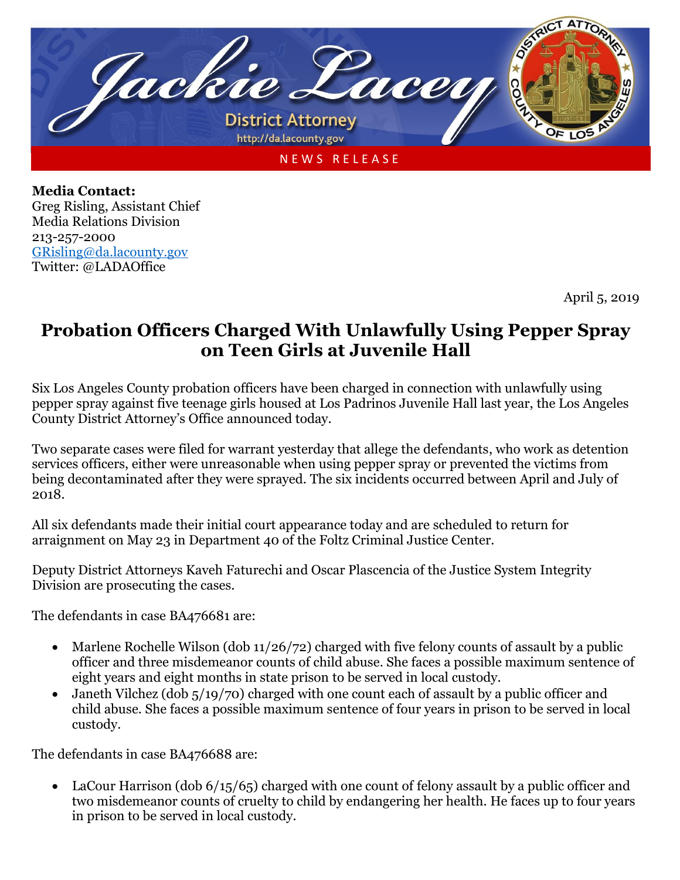Jackie Lacey

District Attorney

http://da.lacounty.gov

NEWS RELEASE

**Media Contact:**
Greg Risling, Assistant Chief
Media Relations Division
213-257-2000
GRisling@da.lacounty.gov
Twitter: @LADAOffice

April 5, 2019

# Probation Officers Charged With Unlawfully Using Pepper Spray on Teen Girls at Juvenile Hall

Six Los Angeles County probation officers have been charged in connection with unlawfully using pepper spray against five teenage girls housed at Los Padrinos Juvenile Hall last year, the Los Angeles County District Attorney's Office announced today.

Two separate cases were filed for warrant yesterday that allege the defendants, who work as detention services officers, either were unreasonable when using pepper spray or prevented the victims from being decontaminated after they were sprayed. The six incidents occurred between April and July of 2018.

All six defendants made their initial court appearance today and are scheduled to return for arraignment on May 23 in Department 40 of the Foltz Criminal Justice Center.

Deputy District Attorneys Kaveh Faturechi and Oscar Plascencia of the Justice System Integrity Division are prosecuting the cases.

The defendants in case BA476681 are:

- Marlene Rochelle Wilson (dob 11/26/72) charged with five felony counts of assault by a public officer and three misdemeanor counts of child abuse. She faces a possible maximum sentence of eight years and eight months in state prison to be served in local custody.
- Janeth Vilchez (dob 5/19/70) charged with one count each of assault by a public officer and child abuse. She faces a possible maximum sentence of four years in prison to be served in local custody.

The defendants in case BA476688 are:

- LaCour Harrison (dob 6/15/65) charged with one count of felony assault by a public officer and two misdemeanor counts of cruelty to child by endangering her health. He faces up to four years in prison to be served in local custody.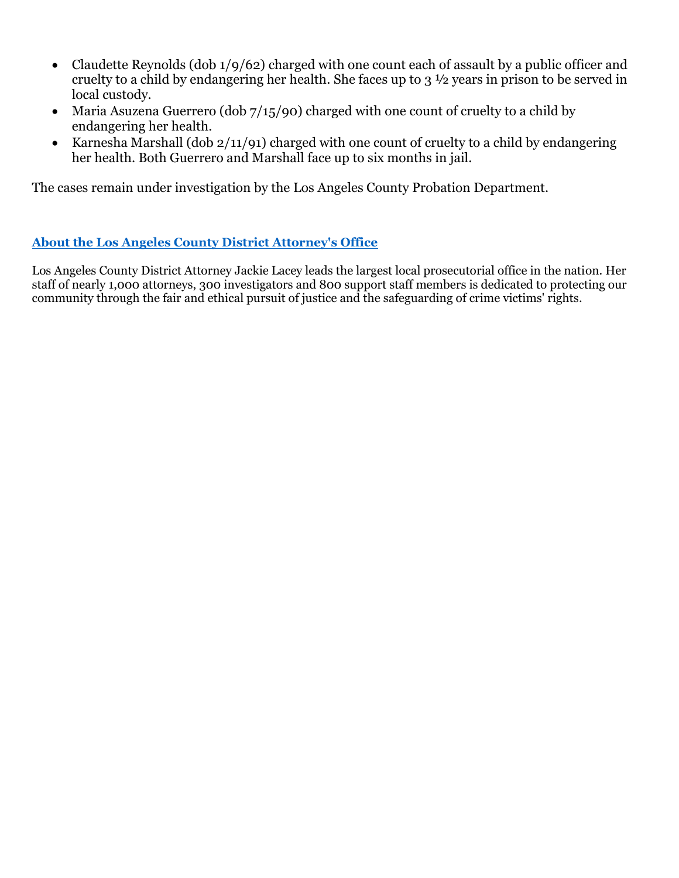- Claudette Reynolds (dob 1/9/62) charged with one count each of assault by a public officer and cruelty to a child by endangering her health. She faces up to 3 ½ years in prison to be served in local custody.
- Maria Asuzena Guerrero (dob 7/15/90) charged with one count of cruelty to a child by endangering her health.
- Karnesha Marshall (dob 2/11/91) charged with one count of cruelty to a child by endangering her health. Both Guerrero and Marshall face up to six months in jail.

The cases remain under investigation by the Los Angeles County Probation Department.

**About the Los Angeles County District Attorney's Office**

Los Angeles County District Attorney Jackie Lacey leads the largest local prosecutorial office in the nation. Her staff of nearly 1,000 attorneys, 300 investigators and 800 support staff members is dedicated to protecting our community through the fair and ethical pursuit of justice and the safeguarding of crime victims' rights.